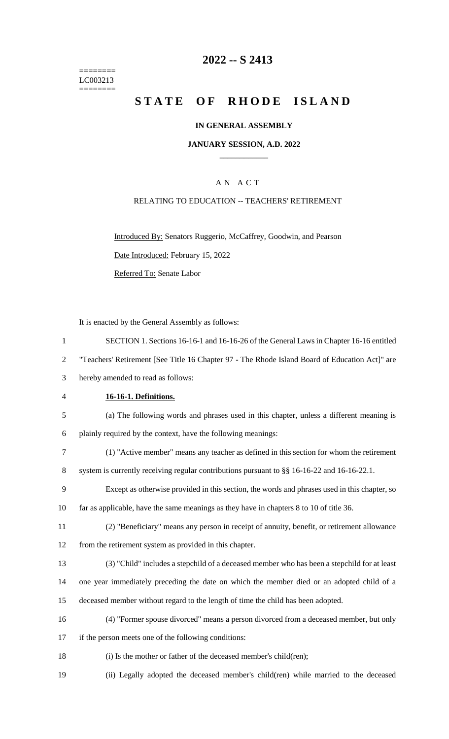========
LC003213
========

# 2022 -- S 2413

# STATE OF RHODE ISLAND

**IN GENERAL ASSEMBLY**

**JANUARY SESSION, A.D. 2022**

A N A C T

RELATING TO EDUCATION -- TEACHERS' RETIREMENT

Introduced By: Senators Ruggerio, McCaffrey, Goodwin, and Pearson

Date Introduced: February 15, 2022

Referred To: Senate Labor

It is enacted by the General Assembly as follows:

1 SECTION 1. Sections 16-16-1 and 16-16-26 of the General Laws in Chapter 16-16 entitled
2 "Teachers' Retirement [See Title 16 Chapter 97 - The Rhode Island Board of Education Act]" are
3 hereby amended to read as follows:

4 **16-16-1. Definitions.**

5 (a) The following words and phrases used in this chapter, unless a different meaning is
6 plainly required by the context, have the following meanings:

7 (1) "Active member" means any teacher as defined in this section for whom the retirement
8 system is currently receiving regular contributions pursuant to §§ 16-16-22 and 16-16-22.1.

9 Except as otherwise provided in this section, the words and phrases used in this chapter, so
10 far as applicable, have the same meanings as they have in chapters 8 to 10 of title 36.

11 (2) "Beneficiary" means any person in receipt of annuity, benefit, or retirement allowance
12 from the retirement system as provided in this chapter.

13 (3) "Child" includes a stepchild of a deceased member who has been a stepchild for at least
14 one year immediately preceding the date on which the member died or an adopted child of a
15 deceased member without regard to the length of time the child has been adopted.

16 (4) "Former spouse divorced" means a person divorced from a deceased member, but only
17 if the person meets one of the following conditions:

18 (i) Is the mother or father of the deceased member's child(ren);

19 (ii) Legally adopted the deceased member's child(ren) while married to the deceased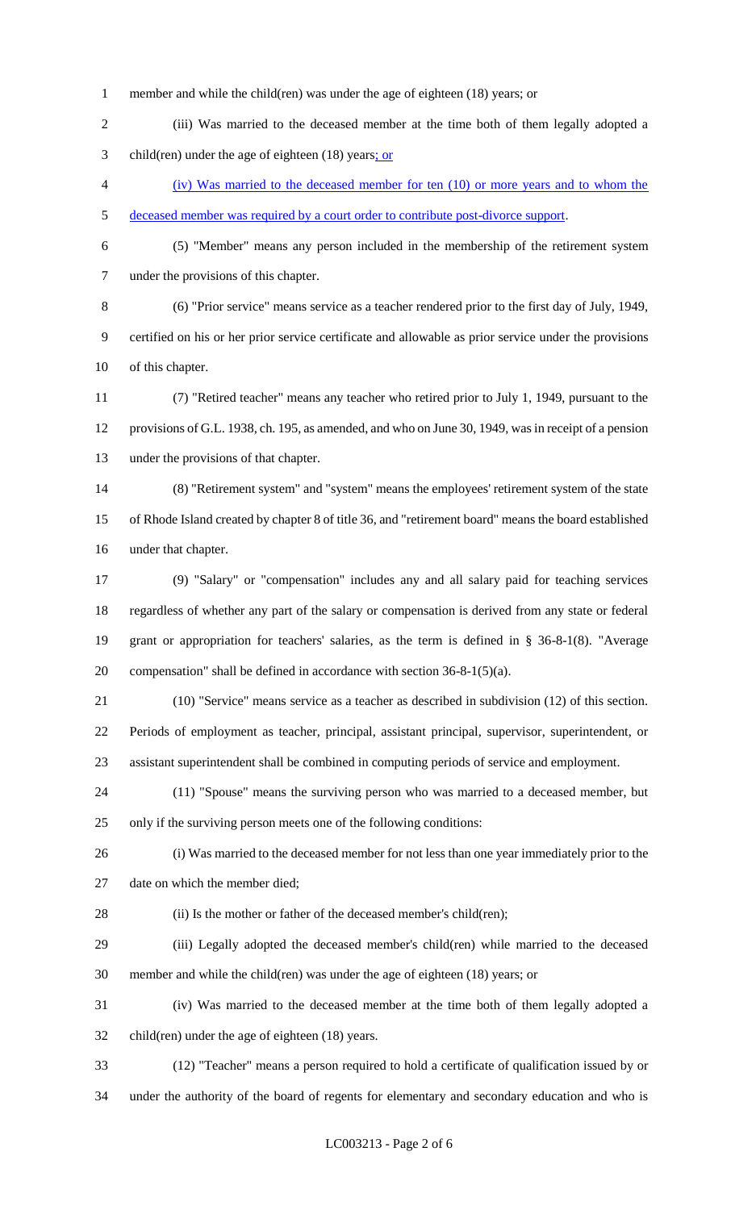member and while the child(ren) was under the age of eighteen (18) years; or

(iii) Was married to the deceased member at the time both of them legally adopted a child(ren) under the age of eighteen (18) years; or

(iv) Was married to the deceased member for ten (10) or more years and to whom the deceased member was required by a court order to contribute post-divorce support.

(5) "Member" means any person included in the membership of the retirement system under the provisions of this chapter.

(6) "Prior service" means service as a teacher rendered prior to the first day of July, 1949, certified on his or her prior service certificate and allowable as prior service under the provisions of this chapter.

(7) "Retired teacher" means any teacher who retired prior to July 1, 1949, pursuant to the provisions of G.L. 1938, ch. 195, as amended, and who on June 30, 1949, was in receipt of a pension under the provisions of that chapter.

(8) "Retirement system" and "system" means the employees' retirement system of the state of Rhode Island created by chapter 8 of title 36, and "retirement board" means the board established under that chapter.

(9) "Salary" or "compensation" includes any and all salary paid for teaching services regardless of whether any part of the salary or compensation is derived from any state or federal grant or appropriation for teachers' salaries, as the term is defined in § 36-8-1(8). "Average compensation" shall be defined in accordance with section 36-8-1(5)(a).

(10) "Service" means service as a teacher as described in subdivision (12) of this section. Periods of employment as teacher, principal, assistant principal, supervisor, superintendent, or assistant superintendent shall be combined in computing periods of service and employment.

(11) "Spouse" means the surviving person who was married to a deceased member, but only if the surviving person meets one of the following conditions:

(i) Was married to the deceased member for not less than one year immediately prior to the date on which the member died;

(ii) Is the mother or father of the deceased member's child(ren);

(iii) Legally adopted the deceased member's child(ren) while married to the deceased member and while the child(ren) was under the age of eighteen (18) years; or

(iv) Was married to the deceased member at the time both of them legally adopted a child(ren) under the age of eighteen (18) years.

(12) "Teacher" means a person required to hold a certificate of qualification issued by or under the authority of the board of regents for elementary and secondary education and who is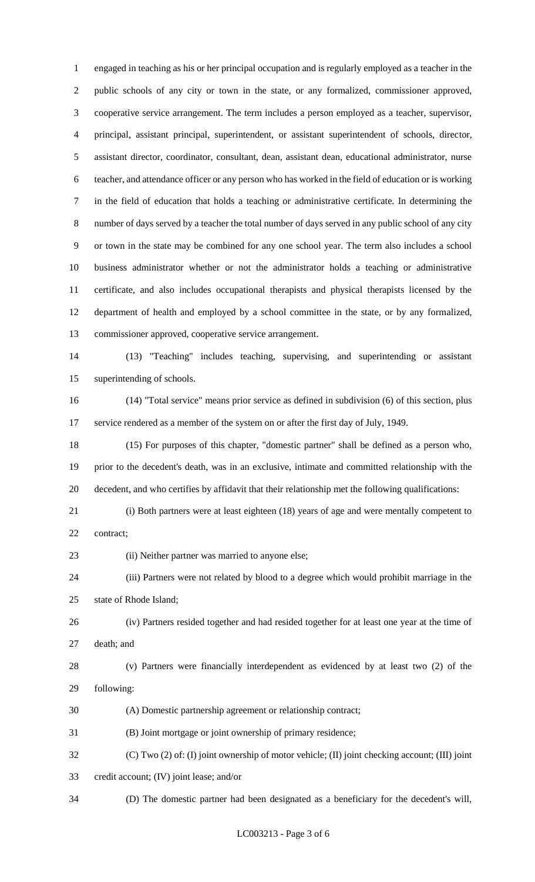engaged in teaching as his or her principal occupation and is regularly employed as a teacher in the public schools of any city or town in the state, or any formalized, commissioner approved, cooperative service arrangement. The term includes a person employed as a teacher, supervisor, principal, assistant principal, superintendent, or assistant superintendent of schools, director, assistant director, coordinator, consultant, dean, assistant dean, educational administrator, nurse teacher, and attendance officer or any person who has worked in the field of education or is working in the field of education that holds a teaching or administrative certificate. In determining the number of days served by a teacher the total number of days served in any public school of any city or town in the state may be combined for any one school year. The term also includes a school business administrator whether or not the administrator holds a teaching or administrative certificate, and also includes occupational therapists and physical therapists licensed by the department of health and employed by a school committee in the state, or by any formalized, commissioner approved, cooperative service arrangement.

(13) "Teaching" includes teaching, supervising, and superintending or assistant superintending of schools.

(14) "Total service" means prior service as defined in subdivision (6) of this section, plus service rendered as a member of the system on or after the first day of July, 1949.

(15) For purposes of this chapter, "domestic partner" shall be defined as a person who, prior to the decedent's death, was in an exclusive, intimate and committed relationship with the decedent, and who certifies by affidavit that their relationship met the following qualifications:

(i) Both partners were at least eighteen (18) years of age and were mentally competent to contract;

(ii) Neither partner was married to anyone else;

(iii) Partners were not related by blood to a degree which would prohibit marriage in the state of Rhode Island;

(iv) Partners resided together and had resided together for at least one year at the time of death; and

(v) Partners were financially interdependent as evidenced by at least two (2) of the following:

(A) Domestic partnership agreement or relationship contract;

(B) Joint mortgage or joint ownership of primary residence;

(C) Two (2) of: (I) joint ownership of motor vehicle; (II) joint checking account; (III) joint credit account; (IV) joint lease; and/or

(D) The domestic partner had been designated as a beneficiary for the decedent's will,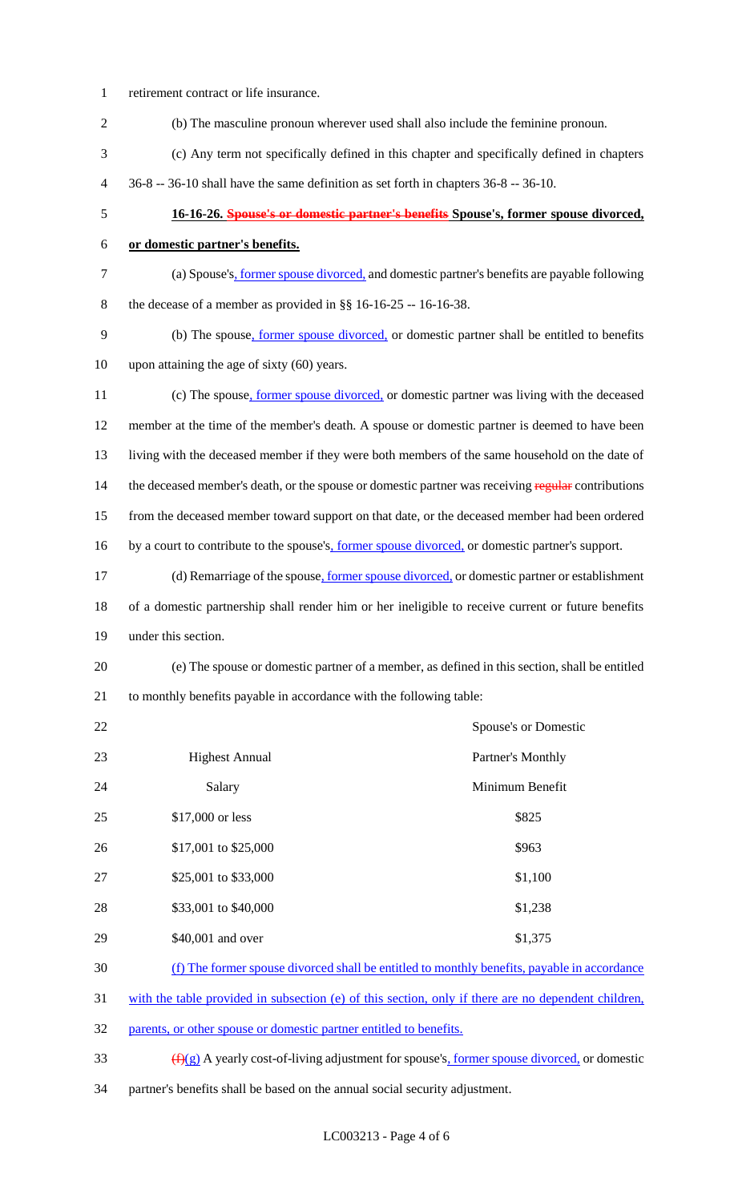retirement contract or life insurance.

(b) The masculine pronoun wherever used shall also include the feminine pronoun.

(c) Any term not specifically defined in this chapter and specifically defined in chapters 36-8 -- 36-10 shall have the same definition as set forth in chapters 36-8 -- 36-10.

**16-16-26. ~~Spouse's or domestic partner's benefits~~ Spouse's, former spouse divorced, or domestic partner's benefits.**

(a) Spouse's, former spouse divorced, and domestic partner's benefits are payable following the decease of a member as provided in §§ 16-16-25 -- 16-16-38.

(b) The spouse, former spouse divorced, or domestic partner shall be entitled to benefits upon attaining the age of sixty (60) years.

(c) The spouse, former spouse divorced, or domestic partner was living with the deceased member at the time of the member's death. A spouse or domestic partner is deemed to have been living with the deceased member if they were both members of the same household on the date of the deceased member's death, or the spouse or domestic partner was receiving ~~regular~~ contributions from the deceased member toward support on that date, or the deceased member had been ordered by a court to contribute to the spouse's, former spouse divorced, or domestic partner's support.

(d) Remarriage of the spouse, former spouse divorced, or domestic partner or establishment of a domestic partnership shall render him or her ineligible to receive current or future benefits under this section.

(e) The spouse or domestic partner of a member, as defined in this section, shall be entitled to monthly benefits payable in accordance with the following table:

| Highest Annual Salary | Spouse's or Domestic Partner's Monthly Minimum Benefit |
| --- | --- |
| $17,000 or less | $825 |
| $17,001 to $25,000 | $963 |
| $25,001 to $33,000 | $1,100 |
| $33,001 to $40,000 | $1,238 |
| $40,001 and over | $1,375 |

(f) The former spouse divorced shall be entitled to monthly benefits, payable in accordance with the table provided in subsection (e) of this section, only if there are no dependent children, parents, or other spouse or domestic partner entitled to benefits.

~~(f)~~(g) A yearly cost-of-living adjustment for spouse's, former spouse divorced, or domestic partner's benefits shall be based on the annual social security adjustment.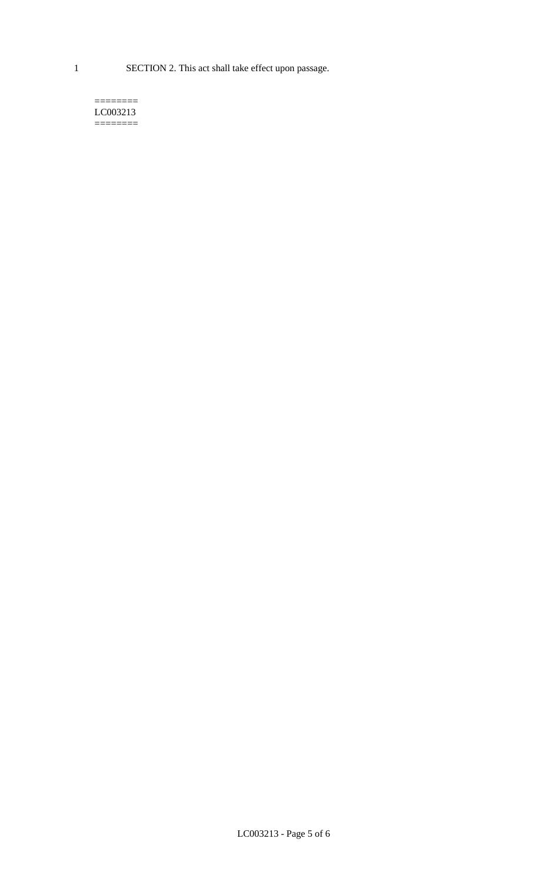SECTION 2. This act shall take effect upon passage.

========
LC003213
========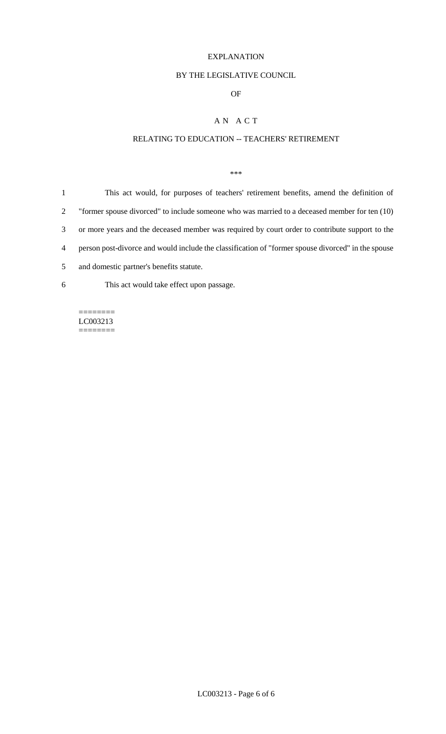EXPLANATION

BY THE LEGISLATIVE COUNCIL

OF

A N  A C T

RELATING TO EDUCATION -- TEACHERS' RETIREMENT

\*\*\*

This act would, for purposes of teachers' retirement benefits, amend the definition of "former spouse divorced" to include someone who was married to a deceased member for ten (10) or more years and the deceased member was required by court order to contribute support to the person post-divorce and would include the classification of "former spouse divorced" in the spouse and domestic partner's benefits statute.

This act would take effect upon passage.

========
LC003213
========